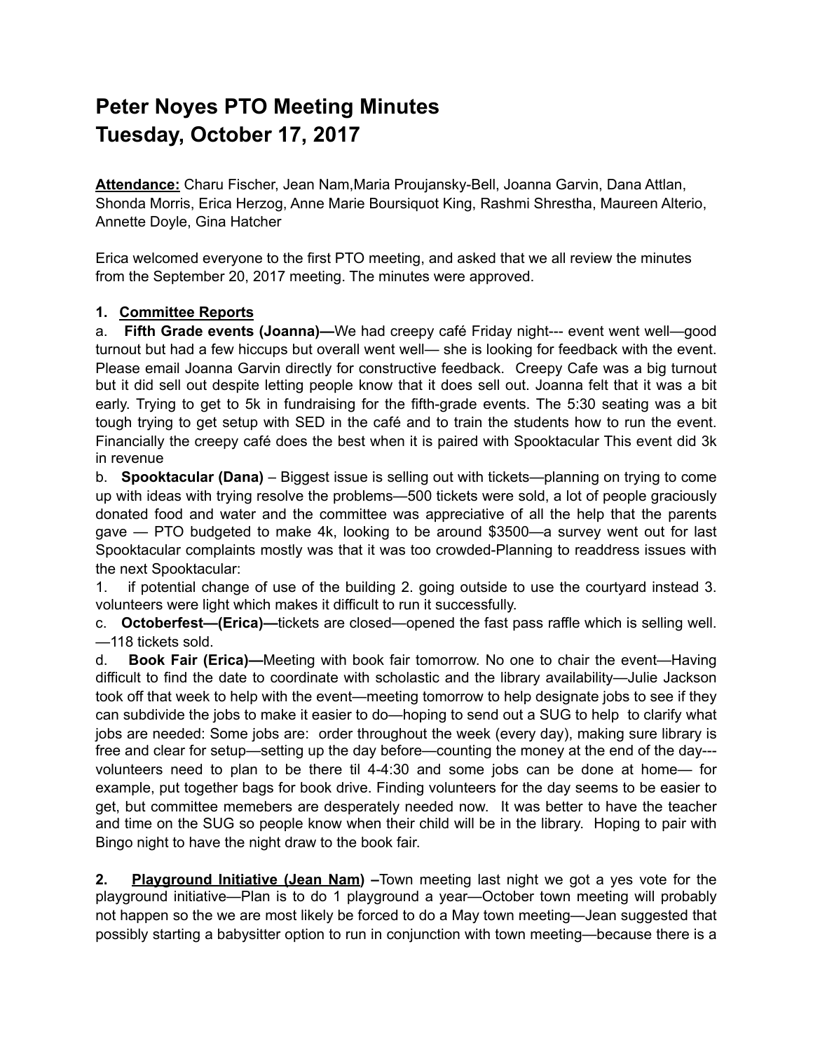# Peter Noyes PTO Meeting Minutes
# Tuesday, October 17, 2017

**Attendance:** Charu Fischer, Jean Nam,Maria Proujansky-Bell, Joanna Garvin, Dana Attlan, Shonda Morris, Erica Herzog, Anne Marie Boursiquot King, Rashmi Shrestha, Maureen Alterio, Annette Doyle, Gina Hatcher

Erica welcomed everyone to the first PTO meeting, and asked that we all review the minutes from the September 20, 2017 meeting. The minutes were approved.

**1. Committee Reports**

a. **Fifth Grade events (Joanna)—**We had creepy café Friday night--- event went well—good turnout but had a few hiccups but overall went well— she is looking for feedback with the event. Please email Joanna Garvin directly for constructive feedback. Creepy Cafe was a big turnout but it did sell out despite letting people know that it does sell out. Joanna felt that it was a bit early. Trying to get to 5k in fundraising for the fifth-grade events. The 5:30 seating was a bit tough trying to get setup with SED in the café and to train the students how to run the event. Financially the creepy café does the best when it is paired with Spooktacular This event did 3k in revenue

b. **Spooktacular (Dana)** – Biggest issue is selling out with tickets—planning on trying to come up with ideas with trying resolve the problems—500 tickets were sold, a lot of people graciously donated food and water and the committee was appreciative of all the help that the parents gave — PTO budgeted to make 4k, looking to be around $3500—a survey went out for last Spooktacular complaints mostly was that it was too crowded-Planning to readdress issues with the next Spooktacular:

1. if potential change of use of the building 2. going outside to use the courtyard instead 3. volunteers were light which makes it difficult to run it successfully.

c. **Octoberfest—(Erica)—**tickets are closed—opened the fast pass raffle which is selling well. —118 tickets sold.

d. **Book Fair (Erica)—**Meeting with book fair tomorrow. No one to chair the event—Having difficult to find the date to coordinate with scholastic and the library availability—Julie Jackson took off that week to help with the event—meeting tomorrow to help designate jobs to see if they can subdivide the jobs to make it easier to do—hoping to send out a SUG to help to clarify what jobs are needed: Some jobs are: order throughout the week (every day), making sure library is free and clear for setup—setting up the day before—counting the money at the end of the day---volunteers need to plan to be there til 4-4:30 and some jobs can be done at home— for example, put together bags for book drive. Finding volunteers for the day seems to be easier to get, but committee memebers are desperately needed now. It was better to have the teacher and time on the SUG so people know when their child will be in the library. Hoping to pair with Bingo night to have the night draw to the book fair.

**2. Playground Initiative (Jean Nam)** –Town meeting last night we got a yes vote for the playground initiative—Plan is to do 1 playground a year—October town meeting will probably not happen so the we are most likely be forced to do a May town meeting—Jean suggested that possibly starting a babysitter option to run in conjunction with town meeting—because there is a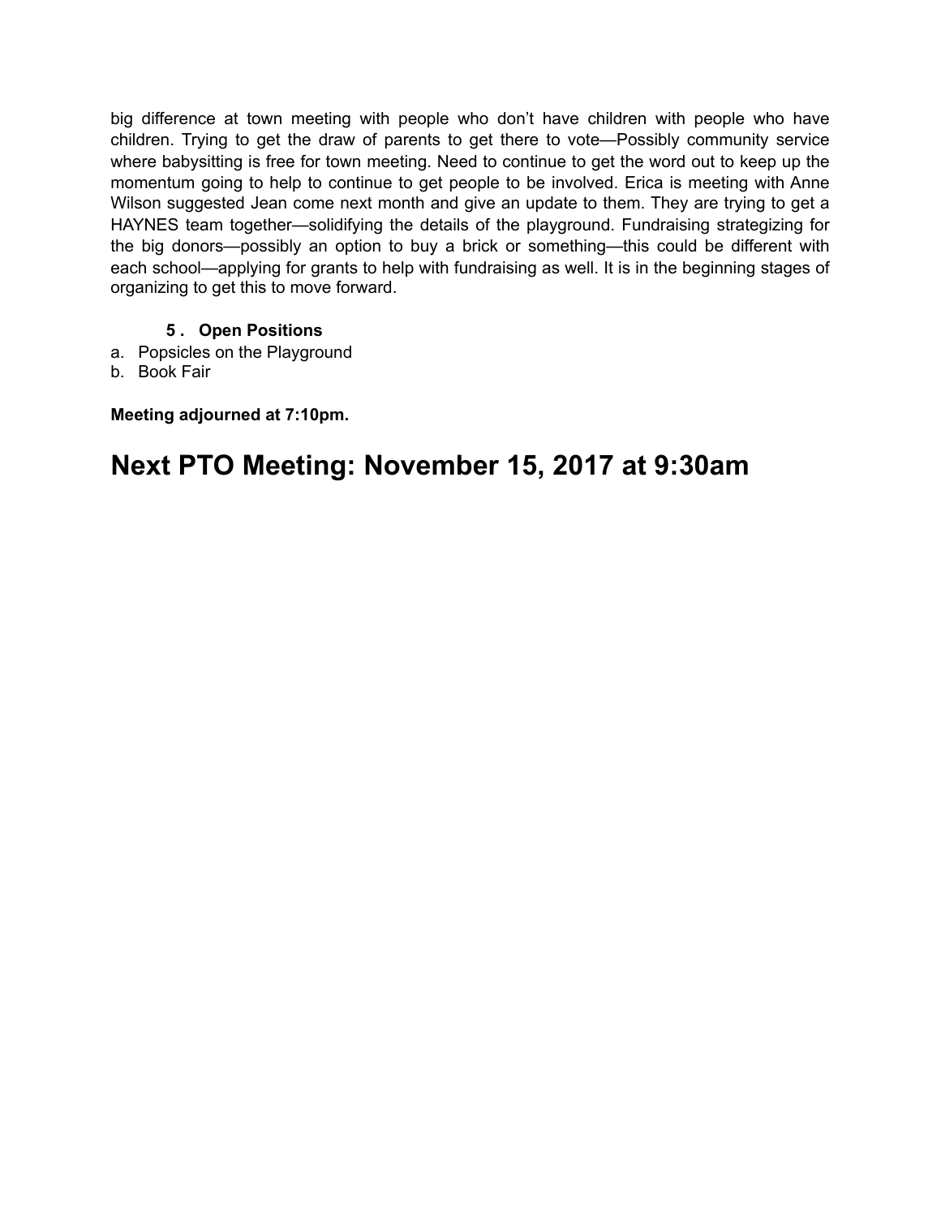big difference at town meeting with people who don't have children with people who have children. Trying to get the draw of parents to get there to vote—Possibly community service where babysitting is free for town meeting. Need to continue to get the word out to keep up the momentum going to help to continue to get people to be involved. Erica is meeting with Anne Wilson suggested Jean come next month and give an update to them. They are trying to get a HAYNES team together—solidifying the details of the playground. Fundraising strategizing for the big donors—possibly an option to buy a brick or something—this could be different with each school—applying for grants to help with fundraising as well. It is in the beginning stages of organizing to get this to move forward.

**5 . Open Positions**

a. Popsicles on the Playground
b. Book Fair

**Meeting adjourned at 7:10pm.**

# Next PTO Meeting: November 15, 2017 at 9:30am